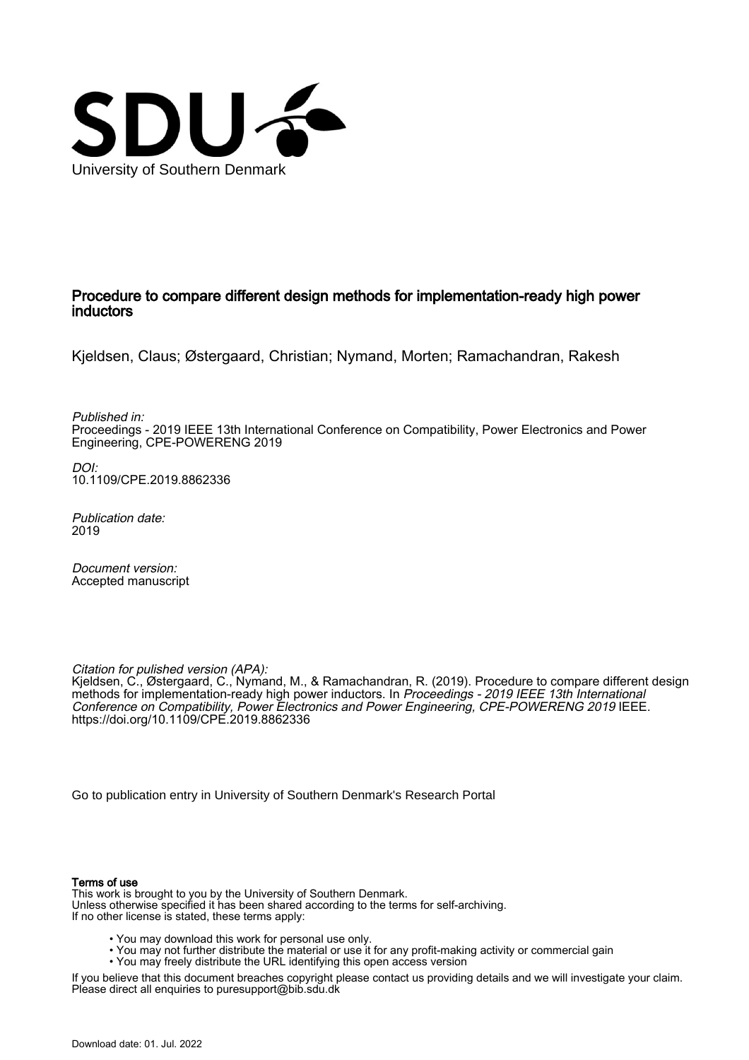University of Southern Denmark

# Procedure to compare different design methods for implementation-ready high power inductors

Kjeldsen, Claus; Østergaard, Christian; Nymand, Morten; Ramachandran, Rakesh

*Published in:*
Proceedings - 2019 IEEE 13th International Conference on Compatibility, Power Electronics and Power Engineering, CPE-POWERENG 2019

*DOI:*
10.1109/CPE.2019.8862336

*Publication date:*
2019

*Document version:*
Accepted manuscript

*Citation for pulished version (APA):*
Kjeldsen, C., Østergaard, C., Nymand, M., & Ramachandran, R. (2019). Procedure to compare different design methods for implementation-ready high power inductors. In *Proceedings - 2019 IEEE 13th International Conference on Compatibility, Power Electronics and Power Engineering, CPE-POWERENG 2019* IEEE. https://doi.org/10.1109/CPE.2019.8862336

Go to publication entry in University of Southern Denmark's Research Portal

**Terms of use**
This work is brought to you by the University of Southern Denmark.
Unless otherwise specified it has been shared according to the terms for self-archiving.
If no other license is stated, these terms apply:

- You may download this work for personal use only.
- You may not further distribute the material or use it for any profit-making activity or commercial gain
- You may freely distribute the URL identifying this open access version

If you believe that this document breaches copyright please contact us providing details and we will investigate your claim.
Please direct all enquiries to puresupport@bib.sdu.dk

Download date: 01. Jul. 2022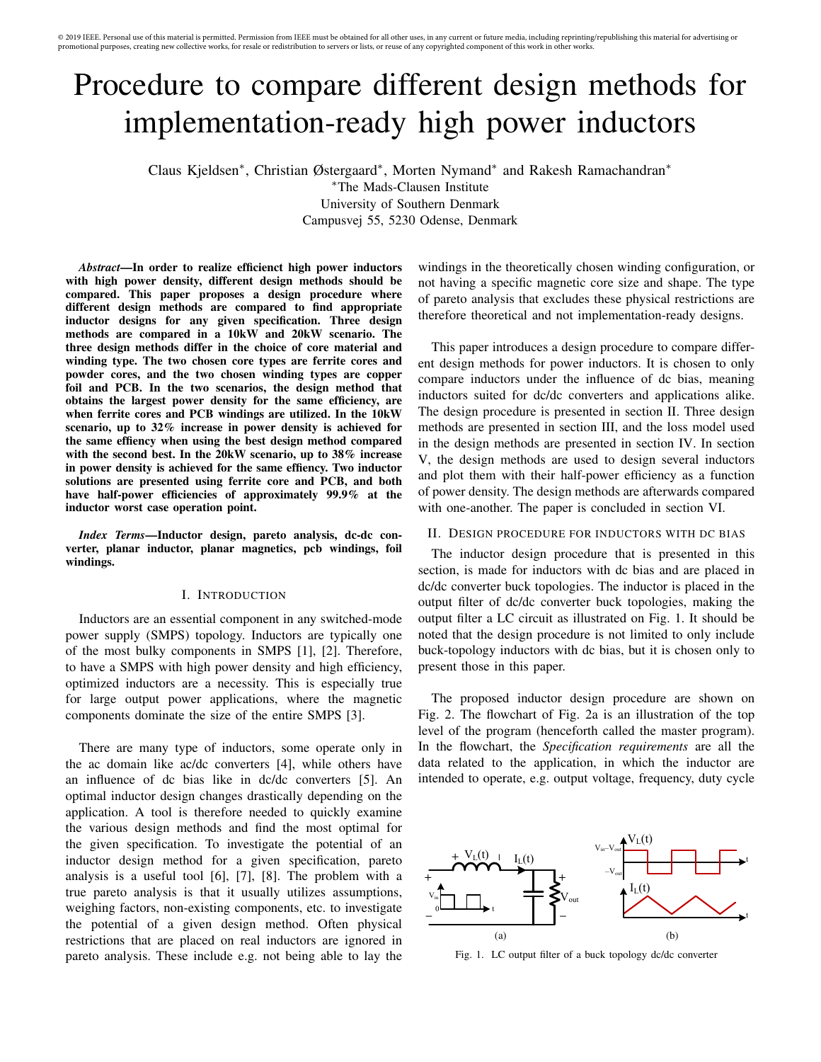# Procedure to compare different design methods for implementation-ready high power inductors

Claus Kjeldsen*, Christian Østergaard*, Morten Nymand* and Rakesh Ramachandran*

*The Mads-Clausen Institute
University of Southern Denmark
Campusvej 55, 5230 Odense, Denmark

***Abstract*—In order to realize efficienct high power inductors with high power density, different design methods should be compared. This paper proposes a design procedure where different design methods are compared to find appropriate inductor designs for any given specification. Three design methods are compared in a 10kW and 20kW scenario. The three design methods differ in the choice of core material and winding type. The two chosen core types are ferrite cores and powder cores, and the two chosen winding types are copper foil and PCB. In the two scenarios, the design method that obtains the largest power density for the same efficiency, are when ferrite cores and PCB windings are utilized. In the 10kW scenario, up to 32% increase in power density is achieved for the same effiency when using the best design method compared with the second best. In the 20kW scenario, up to 38% increase in power density is achieved for the same effiency. Two inductor solutions are presented using ferrite core and PCB, and both have half-power efficiencies of approximately 99.9% at the inductor worst case operation point.**

***Index Terms*—Inductor design, pareto analysis, dc-dc converter, planar inductor, planar magnetics, pcb windings, foil windings.**

## I. Introduction

Inductors are an essential component in any switched-mode power supply (SMPS) topology. Inductors are typically one of the most bulky components in SMPS [1], [2]. Therefore, to have a SMPS with high power density and high efficiency, optimized inductors are a necessity. This is especially true for large output power applications, where the magnetic components dominate the size of the entire SMPS [3].

There are many type of inductors, some operate only in the ac domain like ac/dc converters [4], while others have an influence of dc bias like in dc/dc converters [5]. An optimal inductor design changes drastically depending on the application. A tool is therefore needed to quickly examine the various design methods and find the most optimal for the given specification. To investigate the potential of an inductor design method for a given specification, pareto analysis is a useful tool [6], [7], [8]. The problem with a true pareto analysis is that it usually utilizes assumptions, weighing factors, non-existing components, etc. to investigate the potential of a given design method. Often physical restrictions that are placed on real inductors are ignored in pareto analysis. These include e.g. not being able to lay the windings in the theoretically chosen winding configuration, or not having a specific magnetic core size and shape. The type of pareto analysis that excludes these physical restrictions are therefore theoretical and not implementation-ready designs.

This paper introduces a design procedure to compare different design methods for power inductors. It is chosen to only compare inductors under the influence of dc bias, meaning inductors suited for dc/dc converters and applications alike. The design procedure is presented in section II. Three design methods are presented in section III, and the loss model used in the design methods are presented in section IV. In section V, the design methods are used to design several inductors and plot them with their half-power efficiency as a function of power density. The design methods are afterwards compared with one-another. The paper is concluded in section VI.

## II. Design procedure for inductors with dc bias

The inductor design procedure that is presented in this section, is made for inductors with dc bias and are placed in dc/dc converter buck topologies. The inductor is placed in the output filter of dc/dc converter buck topologies, making the output filter a LC circuit as illustrated on Fig. 1. It should be noted that the design procedure is not limited to only include buck-topology inductors with dc bias, but it is chosen only to present those in this paper.

The proposed inductor design procedure are shown on Fig. 2. The flowchart of Fig. 2a is an illustration of the top level of the program (henceforth called the master program). In the flowchart, the *Specification requirements* are all the data related to the application, in which the inductor are intended to operate, e.g. output voltage, frequency, duty cycle

Fig. 1. LC output filter of a buck topology dc/dc converter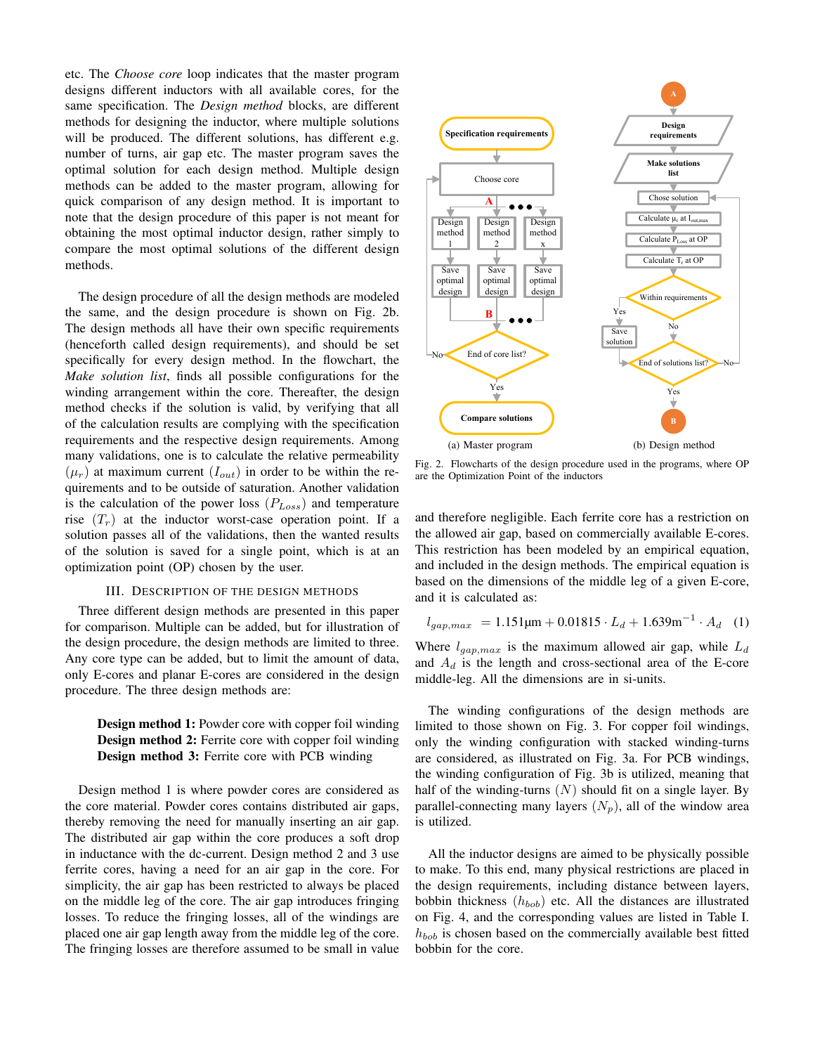etc. The *Choose core* loop indicates that the master program designs different inductors with all available cores, for the same specification. The *Design method* blocks, are different methods for designing the inductor, where multiple solutions will be produced. The different solutions, has different e.g. number of turns, air gap etc. The master program saves the optimal solution for each design method. Multiple design methods can be added to the master program, allowing for quick comparison of any design method. It is important to note that the design procedure of this paper is not meant for obtaining the most optimal inductor design, rather simply to compare the most optimal solutions of the different design methods.

The design procedure of all the design methods are modeled the same, and the design procedure is shown on Fig. 2b. The design methods all have their own specific requirements (henceforth called design requirements), and should be set specifically for every design method. In the flowchart, the *Make solution list*, finds all possible configurations for the winding arrangement within the core. Thereafter, the design method checks if the solution is valid, by verifying that all of the calculation results are complying with the specification requirements and the respective design requirements. Among many validations, one is to calculate the relative permeability ($\mu_r$) at maximum current ($I_{out}$) in order to be within the requirements and to be outside of saturation. Another validation is the calculation of the power loss ($P_{Loss}$) and temperature rise ($T_r$) at the inductor worst-case operation point. If a solution passes all of the validations, then the wanted results of the solution is saved for a single point, which is at an optimization point (OP) chosen by the user.

Fig. 2. Flowcharts of the design procedure used in the programs, where OP are the Optimization Point of the inductors

(a) Master program (b) Design method

## III. Description of the Design Methods

Three different design methods are presented in this paper for comparison. Multiple can be added, but for illustration of the design procedure, the design methods are limited to three. Any core type can be added, but to limit the amount of data, only E-cores and planar E-cores are considered in the design procedure. The three design methods are:

**Design method 1:** Powder core with copper foil winding
**Design method 2:** Ferrite core with copper foil winding
**Design method 3:** Ferrite core with PCB winding

Design method 1 is where powder cores are considered as the core material. Powder cores contains distributed air gaps, thereby removing the need for manually inserting an air gap. The distributed air gap within the core produces a soft drop in inductance with the dc-current. Design method 2 and 3 use ferrite cores, having a need for an air gap in the core. For simplicity, the air gap has been restricted to always be placed on the middle leg of the core. The air gap introduces fringing losses. To reduce the fringing losses, all of the windings are placed one air gap length away from the middle leg of the core. The fringing losses are therefore assumed to be small in value and therefore negligible. Each ferrite core has a restriction on the allowed air gap, based on commercially available E-cores. This restriction has been modeled by an empirical equation, and included in the design methods. The empirical equation is based on the dimensions of the middle leg of a given E-core, and it is calculated as:

$$l_{gap,max} = 1.151\mu\text{m} + 0.01815 \cdot L_d + 1.639\text{m}^{-1} \cdot A_d \quad (1)$$

Where $l_{gap,max}$ is the maximum allowed air gap, while $L_d$ and $A_d$ is the length and cross-sectional area of the E-core middle-leg. All the dimensions are in si-units.

The winding configurations of the design methods are limited to those shown on Fig. 3. For copper foil windings, only the winding configuration with stacked winding-turns are considered, as illustrated on Fig. 3a. For PCB windings, the winding configuration of Fig. 3b is utilized, meaning that half of the winding-turns ($N$) should fit on a single layer. By parallel-connecting many layers ($N_p$), all of the window area is utilized.

All the inductor designs are aimed to be physically possible to make. To this end, many physical restrictions are placed in the design requirements, including distance between layers, bobbin thickness ($h_{bob}$) etc. All the distances are illustrated on Fig. 4, and the corresponding values are listed in Table I. $h_{bob}$ is chosen based on the commercially available best fitted bobbin for the core.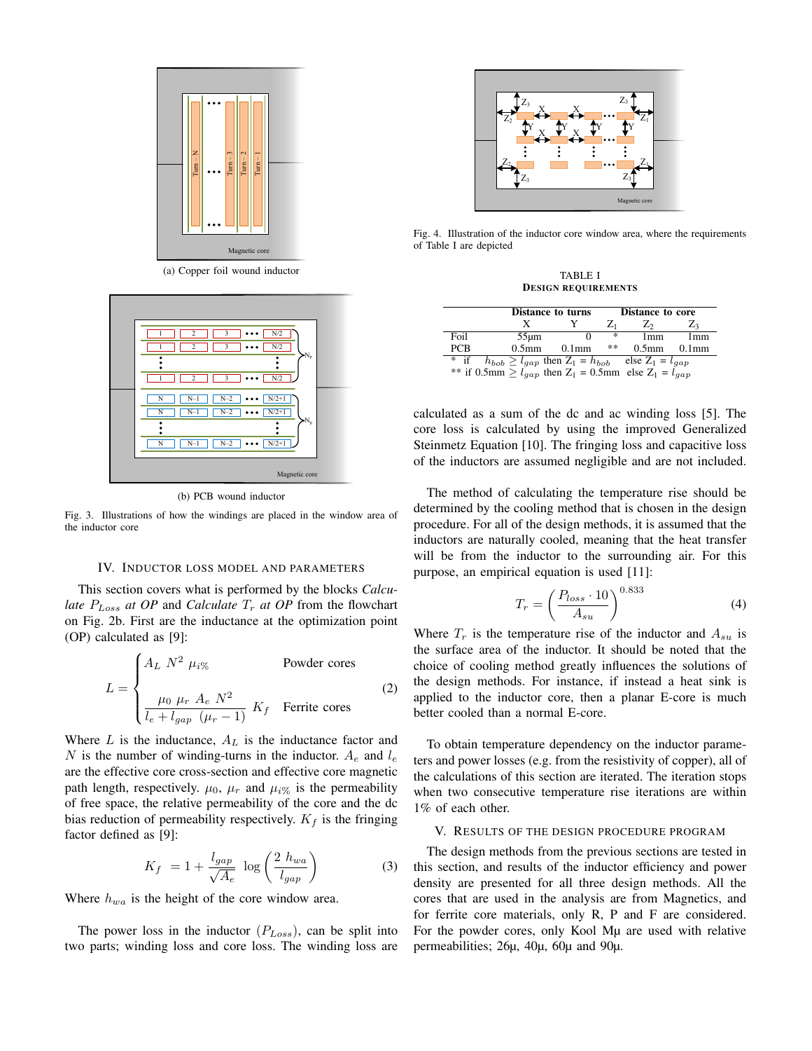(a) Copper foil wound inductor

(b) PCB wound inductor

Fig. 3. Illustrations of how the windings are placed in the window area of the inductor core

## IV. Inductor Loss Model and Parameters

This section covers what is performed by the blocks *Calculate $P_{Loss}$ at OP* and *Calculate $T_r$ at OP* from the flowchart on Fig. 2b. First are the inductance at the optimization point (OP) calculated as [9]:

$$L = \begin{cases} A_L \; N^2 \; \mu_{i\%} & \text{Powder cores} \\ \dfrac{\mu_0 \; \mu_r \; A_e \; N^2}{l_e + l_{gap} \;\; (\mu_r - 1)} \; K_f & \text{Ferrite cores} \end{cases} \tag{2}$$

Where $L$ is the inductance, $A_L$ is the inductance factor and $N$ is the number of winding-turns in the inductor. $A_e$ and $l_e$ are the effective core cross-section and effective core magnetic path length, respectively. $\mu_0$, $\mu_r$ and $\mu_{i\%}$ is the permeability of free space, the relative permeability of the core and the dc bias reduction of permeability respectively. $K_f$ is the fringing factor defined as [9]:

$$K_f \;\; = 1 + \frac{l_{gap}}{\sqrt{A_e}} \;\; \log\left(\frac{2 \; h_{wa}}{l_{gap}}\right) \tag{3}$$

Where $h_{wa}$ is the height of the core window area.

The power loss in the inductor ($P_{Loss}$), can be split into two parts; winding loss and core loss. The winding loss are calculated as a sum of the dc and ac winding loss [5]. The core loss is calculated by using the improved Generalized Steinmetz Equation [10]. The fringing loss and capacitive loss of the inductors are assumed negligible and are not included.

Fig. 4. Illustration of the inductor core window area, where the requirements of Table I are depicted

TABLE I
DESIGN REQUIREMENTS

| | Distance to turns | | Distance to core | | |
|---|---|---|---|---|---|
| | X | Y | $Z_1$ | $Z_2$ | $Z_3$ |
| Foil | 55µm | 0 | * | 1mm | 1mm |
| PCB | 0.5mm | 0.1mm | ** | 0.5mm | 0.1mm |

\* if $h_{bob} \geq l_{gap}$ then $Z_1 = h_{bob}$ else $Z_1 = l_{gap}$
\*\* if $0.5\text{mm} \geq l_{gap}$ then $Z_1 = 0.5\text{mm}$ else $Z_1 = l_{gap}$

The method of calculating the temperature rise should be determined by the cooling method that is chosen in the design procedure. For all of the design methods, it is assumed that the inductors are naturally cooled, meaning that the heat transfer will be from the inductor to the surrounding air. For this purpose, an empirical equation is used [11]:

$$T_r = \left(\frac{P_{loss} \cdot 10}{A_{su}}\right)^{0.833} \tag{4}$$

Where $T_r$ is the temperature rise of the inductor and $A_{su}$ is the surface area of the inductor. It should be noted that the choice of cooling method greatly influences the solutions of the design methods. For instance, if instead a heat sink is applied to the inductor core, then a planar E-core is much better cooled than a normal E-core.

To obtain temperature dependency on the inductor parameters and power losses (e.g. from the resistivity of copper), all of the calculations of this section are iterated. The iteration stops when two consecutive temperature rise iterations are within 1% of each other.

## V. Results of the Design Procedure Program

The design methods from the previous sections are tested in this section, and results of the inductor efficiency and power density are presented for all three design methods. All the cores that are used in the analysis are from Magnetics, and for ferrite core materials, only R, P and F are considered. For the powder cores, only Kool Mµ are used with relative permeabilities; 26µ, 40µ, 60µ and 90µ.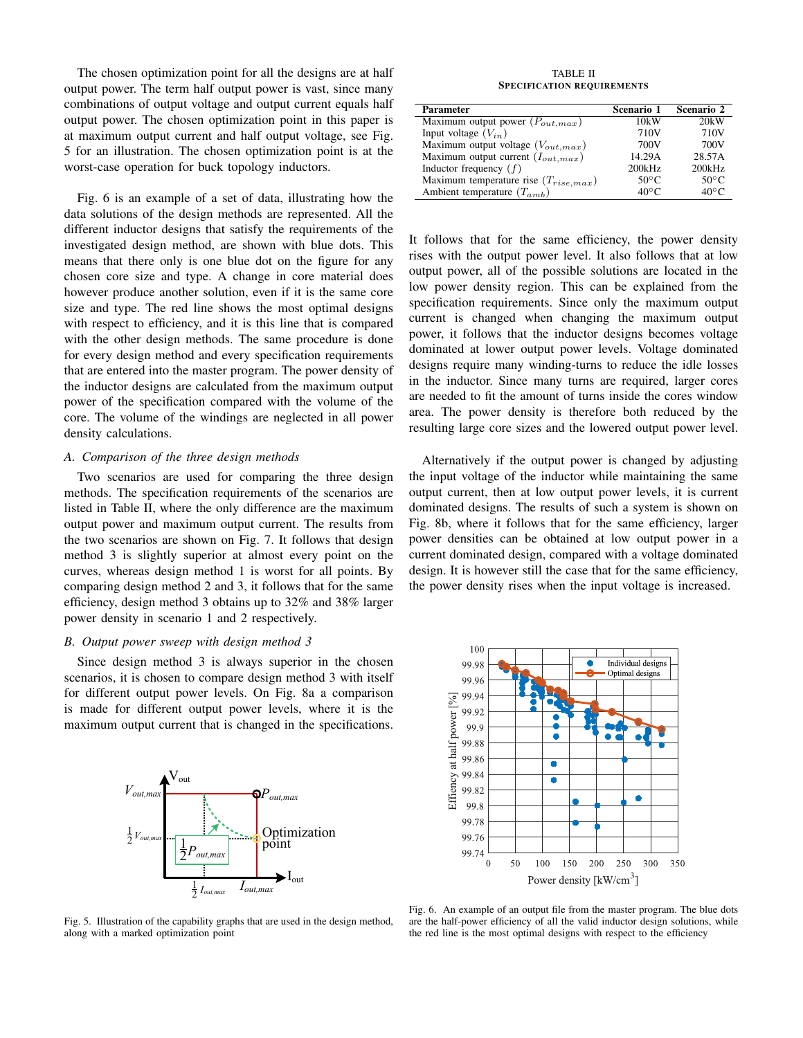The chosen optimization point for all the designs are at half output power. The term half output power is vast, since many combinations of output voltage and output current equals half output power. The chosen optimization point in this paper is at maximum output current and half output voltage, see Fig. 5 for an illustration. The chosen optimization point is at the worst-case operation for buck topology inductors.

Fig. 6 is an example of a set of data, illustrating how the data solutions of the design methods are represented. All the different inductor designs that satisfy the requirements of the investigated design method, are shown with blue dots. This means that there only is one blue dot on the figure for any chosen core size and type. A change in core material does however produce another solution, even if it is the same core size and type. The red line shows the most optimal designs with respect to efficiency, and it is this line that is compared with the other design methods. The same procedure is done for every design method and every specification requirements that are entered into the master program. The power density of the inductor designs are calculated from the maximum output power of the specification compared with the volume of the core. The volume of the windings are neglected in all power density calculations.

### *A. Comparison of the three design methods*

Two scenarios are used for comparing the three design methods. The specification requirements of the scenarios are listed in Table II, where the only difference are the maximum output power and maximum output current. The results from the two scenarios are shown on Fig. 7. It follows that design method 3 is slightly superior at almost every point on the curves, whereas design method 1 is worst for all points. By comparing design method 2 and 3, it follows that for the same efficiency, design method 3 obtains up to 32% and 38% larger power density in scenario 1 and 2 respectively.

### *B. Output power sweep with design method 3*

Since design method 3 is always superior in the chosen scenarios, it is chosen to compare design method 3 with itself for different output power levels. On Fig. 8a a comparison is made for different output power levels, where it is the maximum output current that is changed in the specifications.

Fig. 5. Illustration of the capability graphs that are used in the design method, along with a marked optimization point

TABLE II
SPECIFICATION REQUIREMENTS

| Parameter | Scenario 1 | Scenario 2 |
|---|---|---|
| Maximum output power ($P_{out,max}$) | 10kW | 20kW |
| Input voltage ($V_{in}$) | 710V | 710V |
| Maximum output voltage ($V_{out,max}$) | 700V | 700V |
| Maximum output current ($I_{out,max}$) | 14.29A | 28.57A |
| Inductor frequency ($f$) | 200kHz | 200kHz |
| Maximum temperature rise ($T_{rise,max}$) | 50°C | 50°C |
| Ambient temperature ($T_{amb}$) | 40°C | 40°C |

It follows that for the same efficiency, the power density rises with the output power level. It also follows that at low output power, all of the possible solutions are located in the low power density region. This can be explained from the specification requirements. Since only the maximum output current is changed when changing the maximum output power, it follows that the inductor designs becomes voltage dominated at lower output power levels. Voltage dominated designs require many winding-turns to reduce the idle losses in the inductor. Since many turns are required, larger cores are needed to fit the amount of turns inside the cores window area. The power density is therefore both reduced by the resulting large core sizes and the lowered output power level.

Alternatively if the output power is changed by adjusting the input voltage of the inductor while maintaining the same output current, then at low output power levels, it is current dominated designs. The results of such a system is shown on Fig. 8b, where it follows that for the same efficiency, larger power densities can be obtained at low output power in a current dominated design, compared with a voltage dominated design. It is however still the case that for the same efficiency, the power density rises when the input voltage is increased.

Fig. 6. An example of an output file from the master program. The blue dots are the half-power efficiency of all the valid inductor design solutions, while the red line is the most optimal designs with respect to the efficiency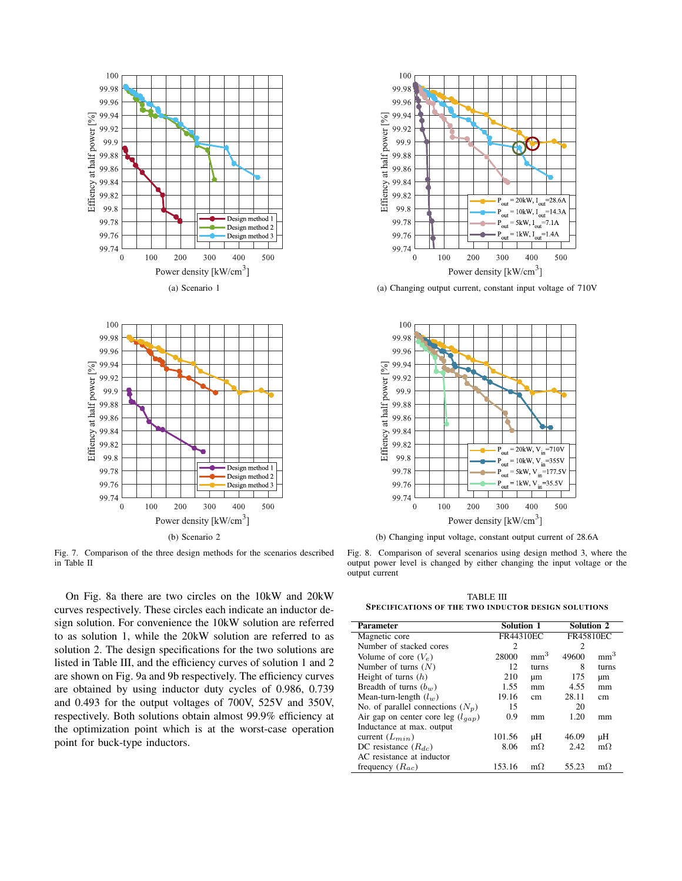(a) Scenario 1

(b) Scenario 2

Fig. 7. Comparison of the three design methods for the scenarios described in Table II

(a) Changing output current, constant input voltage of 710V

(b) Changing input voltage, constant output current of 28.6A

Fig. 8. Comparison of several scenarios using design method 3, where the output power level is changed by either changing the input voltage or the output current

On Fig. 8a there are two circles on the 10kW and 20kW curves respectively. These circles each indicate an inductor design solution. For convenience the 10kW solution are referred to as solution 1, while the 20kW solution are referred to as solution 2. The design specifications for the two solutions are listed in Table III, and the efficiency curves of solution 1 and 2 are shown on Fig. 9a and 9b respectively. The efficiency curves are obtained by using inductor duty cycles of 0.986, 0.739 and 0.493 for the output voltages of 700V, 525V and 350V, respectively. Both solutions obtain almost 99.9% efficiency at the optimization point which is at the worst-case operation point for buck-type inductors.

TABLE III
SPECIFICATIONS OF THE TWO INDUCTOR DESIGN SOLUTIONS

| Parameter | Solution 1 | | Solution 2 | |
|---|---|---|---|---|
| Magnetic core | FR44310EC | | FR45810EC | |
| Number of stacked cores | 2 | | 2 | |
| Volume of core ($V_e$) | 28000 | mm$^3$ | 49600 | mm$^3$ |
| Number of turns ($N$) | 12 | turns | 8 | turns |
| Height of turns ($h$) | 210 | µm | 175 | µm |
| Breadth of turns ($b_w$) | 1.55 | mm | 4.55 | mm |
| Mean-turn-length ($l_w$) | 19.16 | cm | 28.11 | cm |
| No. of parallel connections ($N_p$) | 15 | | 20 | |
| Air gap on center core leg ($l_{gap}$) | 0.9 | mm | 1.20 | mm |
| Inductance at max. output current ($L_{min}$) | 101.56 | µH | 46.09 | µH |
| DC resistance ($R_{dc}$) | 8.06 | mΩ | 2.42 | mΩ |
| AC resistance at inductor frequency ($R_{ac}$) | 153.16 | mΩ | 55.23 | mΩ |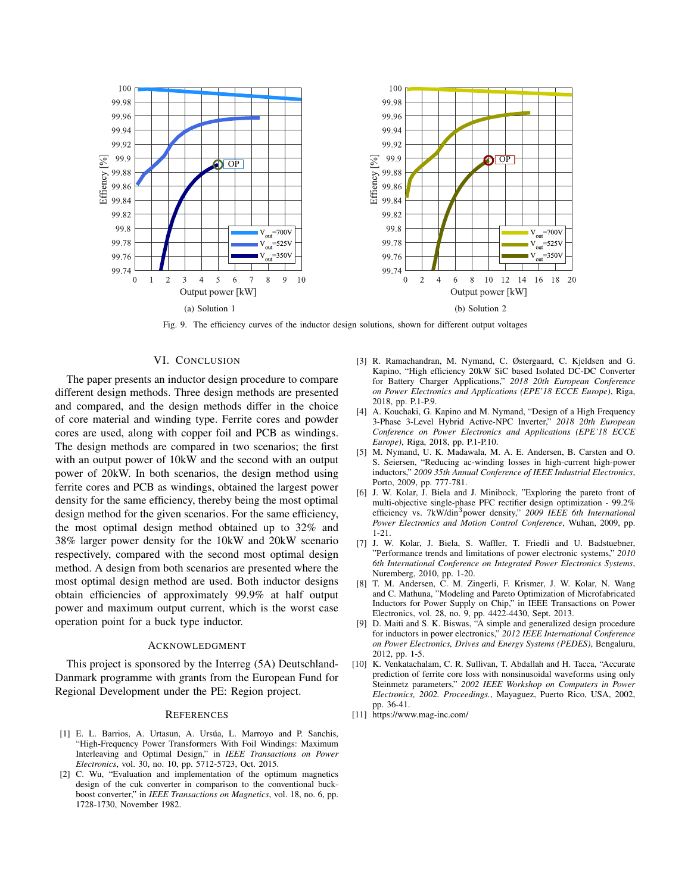100
99.98
99.96
99.94
99.92
99.9
99.88
99.86
99.84
99.82
99.8
99.78
99.76
99.74

Effiency [%]

0 1 2 3 4 5 6 7 8 9 10

Output power [kW]

OP

$V_{out}$=700V
$V_{out}$=525V
$V_{out}$=350V

(a) Solution 1

100
99.98
99.96
99.94
99.92
99.9
99.88
99.86
99.84
99.82
99.8
99.78
99.76
99.74

Effiency [%]

0 2 4 6 8 10 12 14 16 18 20

Output power [kW]

OP

$V_{out}$=700V
$V_{out}$=525V
$V_{out}$=350V

(b) Solution 2

Fig. 9. The efficiency curves of the inductor design solutions, shown for different output voltages

## VI. Conclusion

The paper presents an inductor design procedure to compare different design methods. Three design methods are presented and compared, and the design methods differ in the choice of core material and winding type. Ferrite cores and powder cores are used, along with copper foil and PCB as windings. The design methods are compared in two scenarios; the first with an output power of 10kW and the second with an output power of 20kW. In both scenarios, the design method using ferrite cores and PCB as windings, obtained the largest power density for the same efficiency, thereby being the most optimal design method for the given scenarios. For the same efficiency, the most optimal design method obtained up to 32% and 38% larger power density for the 10kW and 20kW scenario respectively, compared with the second most optimal design method. A design from both scenarios are presented where the most optimal design method are used. Both inductor designs obtain efficiencies of approximately 99.9% at half output power and maximum output current, which is the worst case operation point for a buck type inductor.

## Acknowledgment

This project is sponsored by the Interreg (5A) Deutschland-Danmark programme with grants from the European Fund for Regional Development under the PE: Region project.

## References

[1] E. L. Barrios, A. Urtasun, A. Ursúa, L. Marroyo and P. Sanchis, "High-Frequency Power Transformers With Foil Windings: Maximum Interleaving and Optimal Design," in *IEEE Transactions on Power Electronics*, vol. 30, no. 10, pp. 5712-5723, Oct. 2015.

[2] C. Wu, "Evaluation and implementation of the optimum magnetics design of the cuk converter in comparison to the conventional buck-boost converter," in *IEEE Transactions on Magnetics*, vol. 18, no. 6, pp. 1728-1730, November 1982.

[3] R. Ramachandran, M. Nymand, C. Østergaard, C. Kjeldsen and G. Kapino, "High efficiency 20kW SiC based Isolated DC-DC Converter for Battery Charger Applications," *2018 20th European Conference on Power Electronics and Applications (EPE'18 ECCE Europe)*, Riga, 2018, pp. P.1-P.9.

[4] A. Kouchaki, G. Kapino and M. Nymand, "Design of a High Frequency 3-Phase 3-Level Hybrid Active-NPC Inverter," *2018 20th European Conference on Power Electronics and Applications (EPE'18 ECCE Europe)*, Riga, 2018, pp. P.1-P.10.

[5] M. Nymand, U. K. Madawala, M. A. E. Andersen, B. Carsten and O. S. Seiersen, "Reducing ac-winding losses in high-current high-power inductors," *2009 35th Annual Conference of IEEE Industrial Electronics*, Porto, 2009, pp. 777-781.

[6] J. W. Kolar, J. Biela and J. Minibock, "Exploring the pareto front of multi-objective single-phase PFC rectifier design optimization - 99.2% efficiency vs. 7kW/din$^3$power density," *2009 IEEE 6th International Power Electronics and Motion Control Conference*, Wuhan, 2009, pp. 1-21.

[7] J. W. Kolar, J. Biela, S. Waffler, T. Friedli and U. Badstuebner, "Performance trends and limitations of power electronic systems," *2010 6th International Conference on Integrated Power Electronics Systems*, Nuremberg, 2010, pp. 1-20.

[8] T. M. Andersen, C. M. Zingerli, F. Krismer, J. W. Kolar, N. Wang and C. Mathuna, "Modeling and Pareto Optimization of Microfabricated Inductors for Power Supply on Chip," in IEEE Transactions on Power Electronics, vol. 28, no. 9, pp. 4422-4430, Sept. 2013.

[9] D. Maiti and S. K. Biswas, "A simple and generalized design procedure for inductors in power electronics," *2012 IEEE International Conference on Power Electronics, Drives and Energy Systems (PEDES)*, Bengaluru, 2012, pp. 1-5.

[10] K. Venkatachalam, C. R. Sullivan, T. Abdallah and H. Tacca, "Accurate prediction of ferrite core loss with nonsinusoidal waveforms using only Steinmetz parameters," *2002 IEEE Workshop on Computers in Power Electronics, 2002. Proceedings.*, Mayaguez, Puerto Rico, USA, 2002, pp. 36-41.

[11] https://www.mag-inc.com/